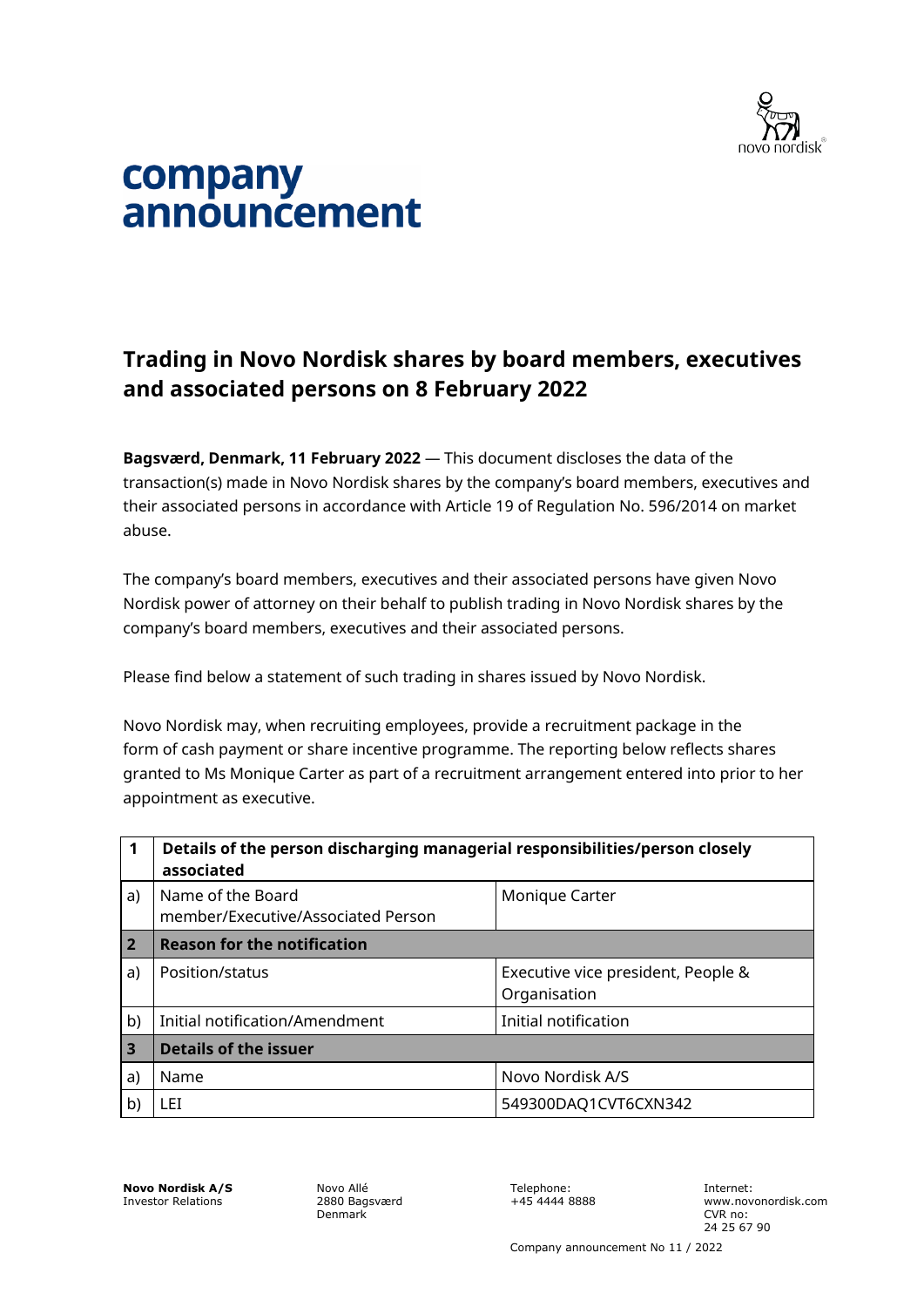# company announcement

## Trading in Novo Nordisk shares by board members, executives and associated persons on 8 February 2022

**Bagsværd, Denmark, 11 February 2022** — This document discloses the data of the transaction(s) made in Novo Nordisk shares by the company's board members, executives and their associated persons in accordance with Article 19 of Regulation No. 596/2014 on market abuse.

The company's board members, executives and their associated persons have given Novo Nordisk power of attorney on their behalf to publish trading in Novo Nordisk shares by the company's board members, executives and their associated persons.

Please find below a statement of such trading in shares issued by Novo Nordisk.

Novo Nordisk may, when recruiting employees, provide a recruitment package in the form of cash payment or share incentive programme. The reporting below reflects shares granted to Ms Monique Carter as part of a recruitment arrangement entered into prior to her appointment as executive.

| 1 | **Details of the person discharging managerial responsibilities/person closely associated** | |
|---|---|---|
| a) | Name of the Board member/Executive/Associated Person | Monique Carter |
| **2** | **Reason for the notification** | |
| a) | Position/status | Executive vice president, People & Organisation |
| b) | Initial notification/Amendment | Initial notification |
| **3** | **Details of the issuer** | |
| a) | Name | Novo Nordisk A/S |
| b) | LEI | 549300DAQ1CVT6CXN342 |

**Novo Nordisk A/S**
Investor Relations

Novo Allé
2880 Bagsværd
Denmark

Telephone:
+45 4444 8888

Internet:
www.novonordisk.com
CVR no:
24 25 67 90

Company announcement No 11 / 2022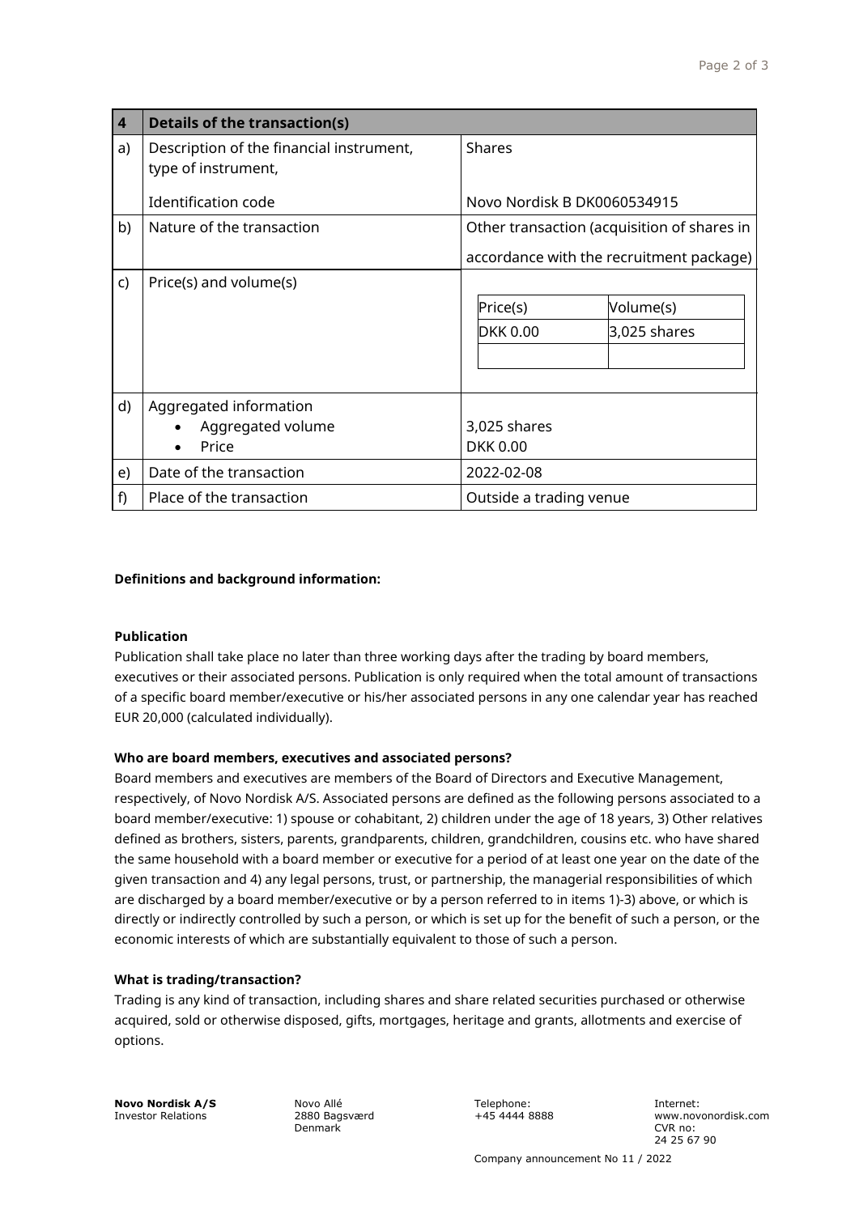| 4 | Details of the transaction(s) | |
|---|---|---|
| a) | Description of the financial instrument, type of instrument,<br><br>Identification code | Shares<br><br>Novo Nordisk B DK0060534915 |
| b) | Nature of the transaction | Other transaction (acquisition of shares in accordance with the recruitment package) |
| c) | Price(s) and volume(s) | Price(s): DKK 0.00 / Volume(s): 3,025 shares |
| d) | Aggregated information<br>• Aggregated volume<br>• Price | <br>3,025 shares<br>DKK 0.00 |
| e) | Date of the transaction | 2022-02-08 |
| f) | Place of the transaction | Outside a trading venue |

**Definitions and background information:**

**Publication**

Publication shall take place no later than three working days after the trading by board members, executives or their associated persons. Publication is only required when the total amount of transactions of a specific board member/executive or his/her associated persons in any one calendar year has reached EUR 20,000 (calculated individually).

**Who are board members, executives and associated persons?**

Board members and executives are members of the Board of Directors and Executive Management, respectively, of Novo Nordisk A/S. Associated persons are defined as the following persons associated to a board member/executive: 1) spouse or cohabitant, 2) children under the age of 18 years, 3) Other relatives defined as brothers, sisters, parents, grandparents, children, grandchildren, cousins etc. who have shared the same household with a board member or executive for a period of at least one year on the date of the given transaction and 4) any legal persons, trust, or partnership, the managerial responsibilities of which are discharged by a board member/executive or by a person referred to in items 1)-3) above, or which is directly or indirectly controlled by such a person, or which is set up for the benefit of such a person, or the economic interests of which are substantially equivalent to those of such a person.

**What is trading/transaction?**

Trading is any kind of transaction, including shares and share related securities purchased or otherwise acquired, sold or otherwise disposed, gifts, mortgages, heritage and grants, allotments and exercise of options.

**Novo Nordisk A/S**
Investor Relations

Novo Allé
2880 Bagsværd
Denmark

Telephone:
+45 4444 8888

Internet:
www.novonordisk.com
CVR no:
24 25 67 90

Company announcement No 11 / 2022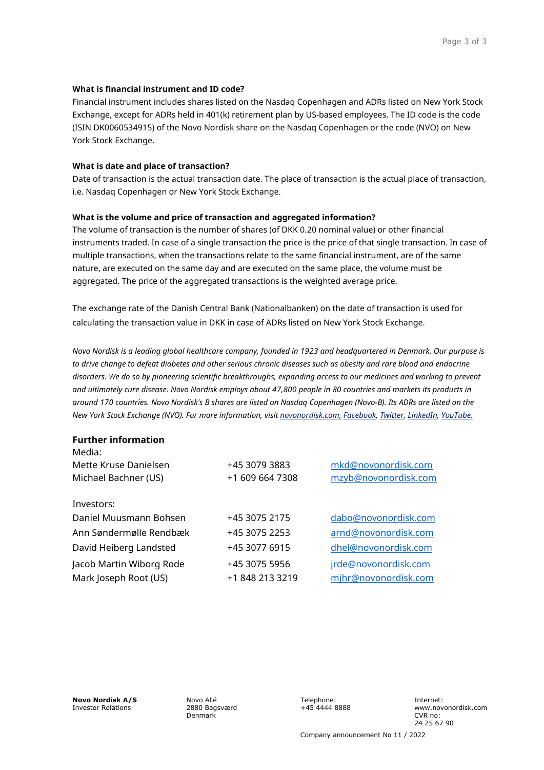**What is financial instrument and ID code?**

Financial instrument includes shares listed on the Nasdaq Copenhagen and ADRs listed on New York Stock Exchange, except for ADRs held in 401(k) retirement plan by US-based employees. The ID code is the code (ISIN DK0060534915) of the Novo Nordisk share on the Nasdaq Copenhagen or the code (NVO) on New York Stock Exchange.

**What is date and place of transaction?**

Date of transaction is the actual transaction date. The place of transaction is the actual place of transaction, i.e. Nasdaq Copenhagen or New York Stock Exchange.

**What is the volume and price of transaction and aggregated information?**

The volume of transaction is the number of shares (of DKK 0.20 nominal value) or other financial instruments traded. In case of a single transaction the price is the price of that single transaction. In case of multiple transactions, when the transactions relate to the same financial instrument, are of the same nature, are executed on the same day and are executed on the same place, the volume must be aggregated. The price of the aggregated transactions is the weighted average price.

The exchange rate of the Danish Central Bank (Nationalbanken) on the date of transaction is used for calculating the transaction value in DKK in case of ADRs listed on New York Stock Exchange.

*Novo Nordisk is a leading global healthcare company, founded in 1923 and headquartered in Denmark. Our purpose is to drive change to defeat diabetes and other serious chronic diseases such as obesity and rare blood and endocrine disorders. We do so by pioneering scientific breakthroughs, expanding access to our medicines and working to prevent and ultimately cure disease. Novo Nordisk employs about 47,800 people in 80 countries and markets its products in around 170 countries. Novo Nordisk's B shares are listed on Nasdaq Copenhagen (Novo-B). Its ADRs are listed on the New York Stock Exchange (NVO). For more information, visit novonordisk.com, Facebook, Twitter, LinkedIn, YouTube.*

## Further information

| | | |
|---|---|---|
| Media: | | |
| Mette Kruse Danielsen | +45 3079 3883 | mkd@novonordisk.com |
| Michael Bachner (US) | +1 609 664 7308 | mzyb@novonordisk.com |
| | | |
| Investors: | | |
| Daniel Muusmann Bohsen | +45 3075 2175 | dabo@novonordisk.com |
| Ann Søndermølle Rendbæk | +45 3075 2253 | arnd@novonordisk.com |
| David Heiberg Landsted | +45 3077 6915 | dhel@novonordisk.com |
| Jacob Martin Wiborg Rode | +45 3075 5956 | jrde@novonordisk.com |
| Mark Joseph Root (US) | +1 848 213 3219 | mjhr@novonordisk.com |

**Novo Nordisk A/S**
Investor Relations

Novo Allé
2880 Bagsværd
Denmark

Telephone:
+45 4444 8888

Internet:
www.novonordisk.com
CVR no:
24 25 67 90

Company announcement No 11 / 2022